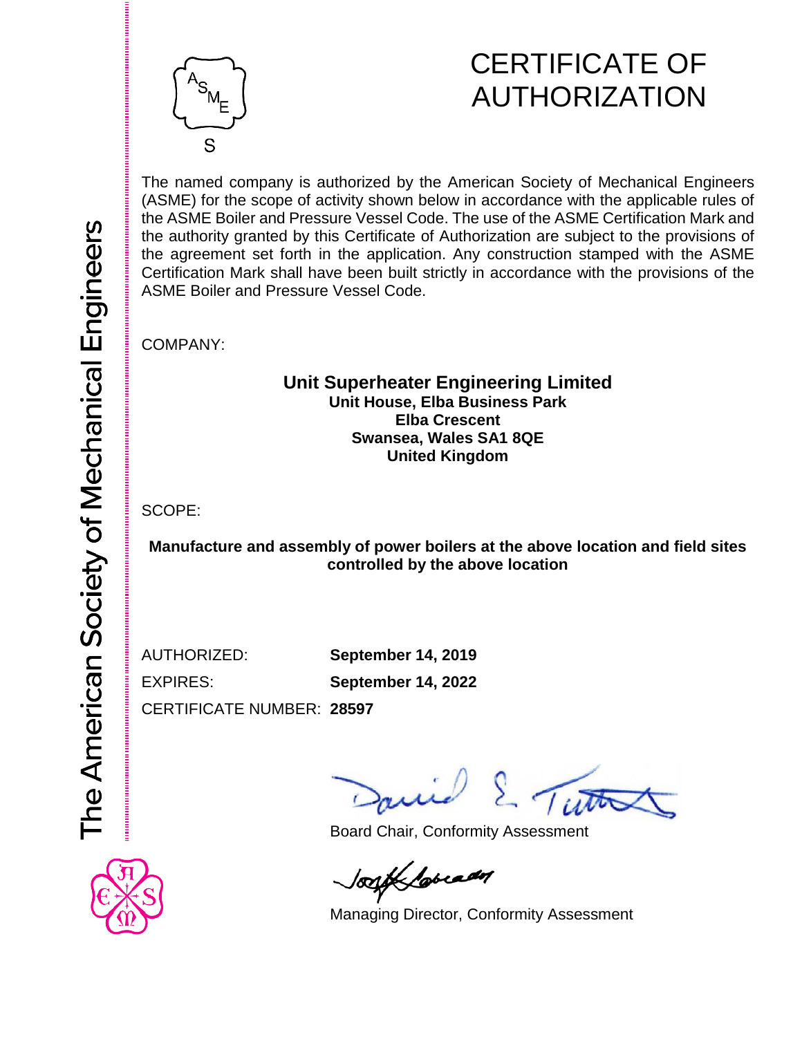# CERTIFICATE OF AUTHORIZATION

The American Society of Mechanical Engineers

The named company is authorized by the American Society of Mechanical Engineers (ASME) for the scope of activity shown below in accordance with the applicable rules of the ASME Boiler and Pressure Vessel Code. The use of the ASME Certification Mark and the authority granted by this Certificate of Authorization are subject to the provisions of the agreement set forth in the application. Any construction stamped with the ASME Certification Mark shall have been built strictly in accordance with the provisions of the ASME Boiler and Pressure Vessel Code.

COMPANY:

**Unit Superheater Engineering Limited**
**Unit House, Elba Business Park**
**Elba Crescent**
**Swansea, Wales SA1 8QE**
**United Kingdom**

SCOPE:

**Manufacture and assembly of power boilers at the above location and field sites controlled by the above location**

AUTHORIZED: **September 14, 2019**

EXPIRES: **September 14, 2022**

CERTIFICATE NUMBER: **28597**

Board Chair, Conformity Assessment

Managing Director, Conformity Assessment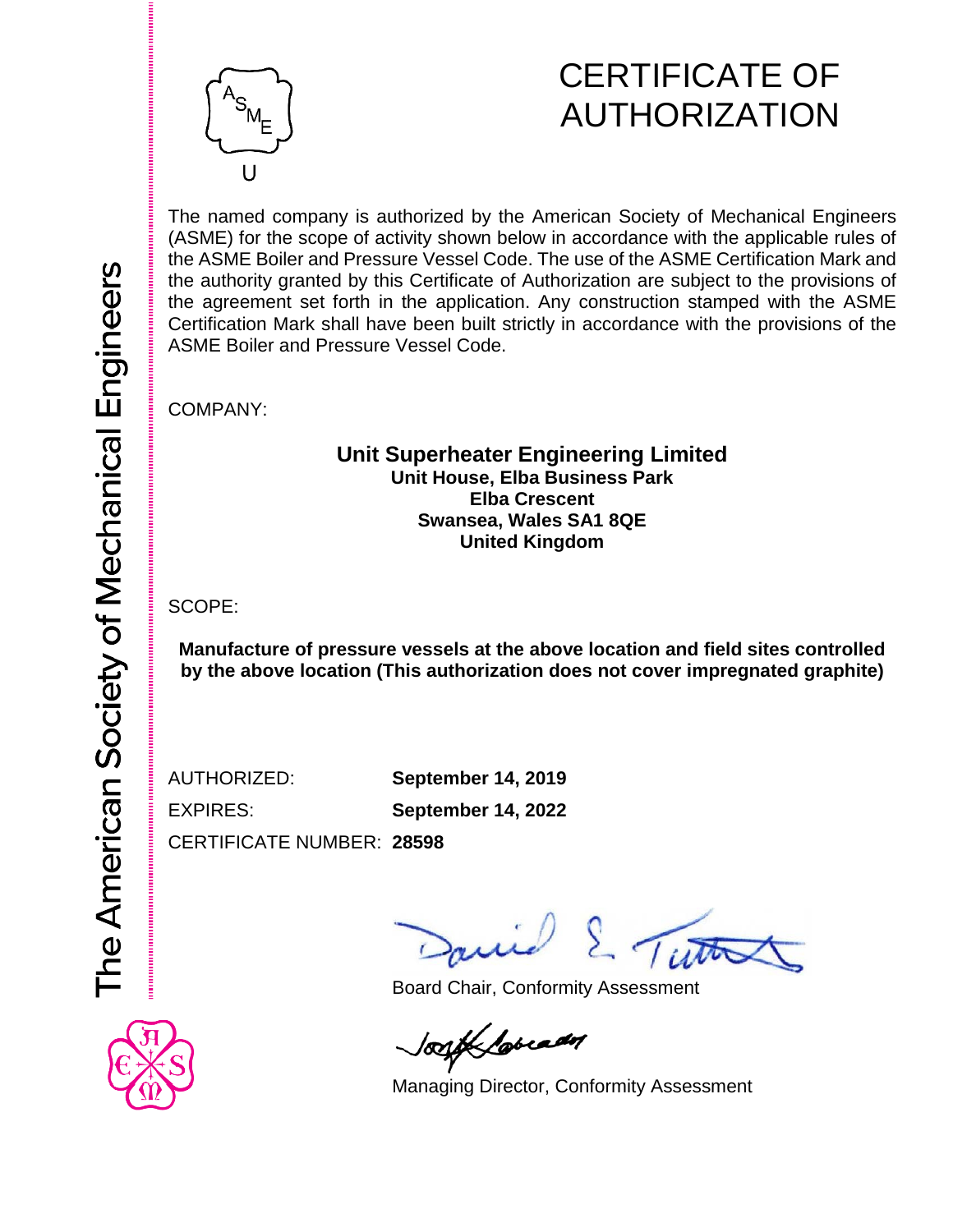# CERTIFICATE OF AUTHORIZATION

The American Society of Mechanical Engineers

The named company is authorized by the American Society of Mechanical Engineers (ASME) for the scope of activity shown below in accordance with the applicable rules of the ASME Boiler and Pressure Vessel Code. The use of the ASME Certification Mark and the authority granted by this Certificate of Authorization are subject to the provisions of the agreement set forth in the application. Any construction stamped with the ASME Certification Mark shall have been built strictly in accordance with the provisions of the ASME Boiler and Pressure Vessel Code.

COMPANY:

**Unit Superheater Engineering Limited**
**Unit House, Elba Business Park**
**Elba Crescent**
**Swansea, Wales SA1 8QE**
**United Kingdom**

SCOPE:

**Manufacture of pressure vessels at the above location and field sites controlled by the above location (This authorization does not cover impregnated graphite)**

AUTHORIZED: **September 14, 2019**

EXPIRES: **September 14, 2022**

CERTIFICATE NUMBER: **28598**

Board Chair, Conformity Assessment

Managing Director, Conformity Assessment